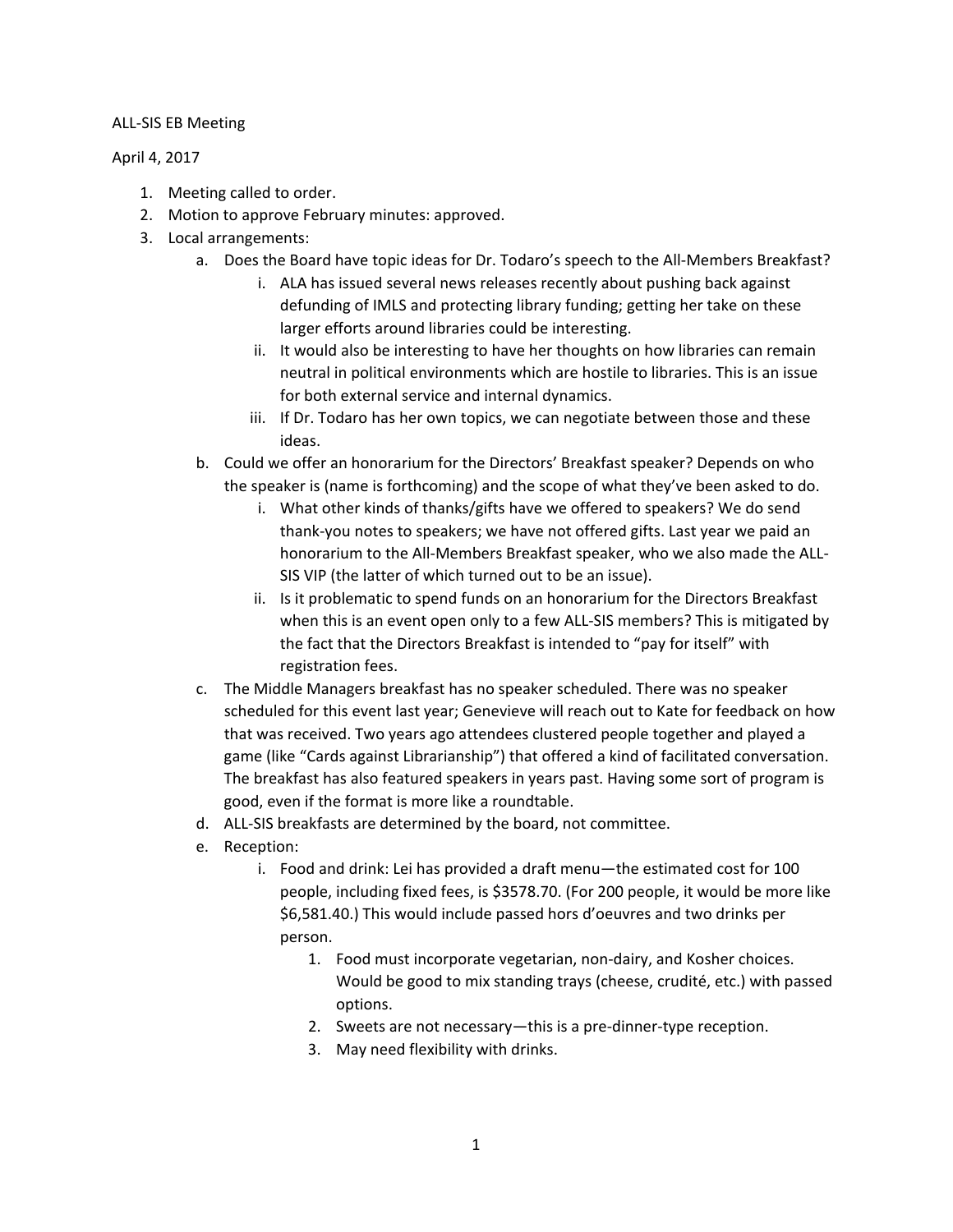ALL-SIS EB Meeting

April 4, 2017

1. Meeting called to order.
2. Motion to approve February minutes: approved.
3. Local arrangements:
   a. Does the Board have topic ideas for Dr. Todaro's speech to the All-Members Breakfast?
      i. ALA has issued several news releases recently about pushing back against defunding of IMLS and protecting library funding; getting her take on these larger efforts around libraries could be interesting.
      ii. It would also be interesting to have her thoughts on how libraries can remain neutral in political environments which are hostile to libraries. This is an issue for both external service and internal dynamics.
      iii. If Dr. Todaro has her own topics, we can negotiate between those and these ideas.
   b. Could we offer an honorarium for the Directors' Breakfast speaker? Depends on who the speaker is (name is forthcoming) and the scope of what they've been asked to do.
      i. What other kinds of thanks/gifts have we offered to speakers? We do send thank-you notes to speakers; we have not offered gifts. Last year we paid an honorarium to the All-Members Breakfast speaker, who we also made the ALL-SIS VIP (the latter of which turned out to be an issue).
      ii. Is it problematic to spend funds on an honorarium for the Directors Breakfast when this is an event open only to a few ALL-SIS members? This is mitigated by the fact that the Directors Breakfast is intended to "pay for itself" with registration fees.
   c. The Middle Managers breakfast has no speaker scheduled. There was no speaker scheduled for this event last year; Genevieve will reach out to Kate for feedback on how that was received. Two years ago attendees clustered people together and played a game (like "Cards against Librarianship") that offered a kind of facilitated conversation. The breakfast has also featured speakers in years past. Having some sort of program is good, even if the format is more like a roundtable.
   d. ALL-SIS breakfasts are determined by the board, not committee.
   e. Reception:
      i. Food and drink: Lei has provided a draft menu—the estimated cost for 100 people, including fixed fees, is $3578.70. (For 200 people, it would be more like $6,581.40.) This would include passed hors d'oeuvres and two drinks per person.
         1. Food must incorporate vegetarian, non-dairy, and Kosher choices. Would be good to mix standing trays (cheese, crudité, etc.) with passed options.
         2. Sweets are not necessary—this is a pre-dinner-type reception.
         3. May need flexibility with drinks.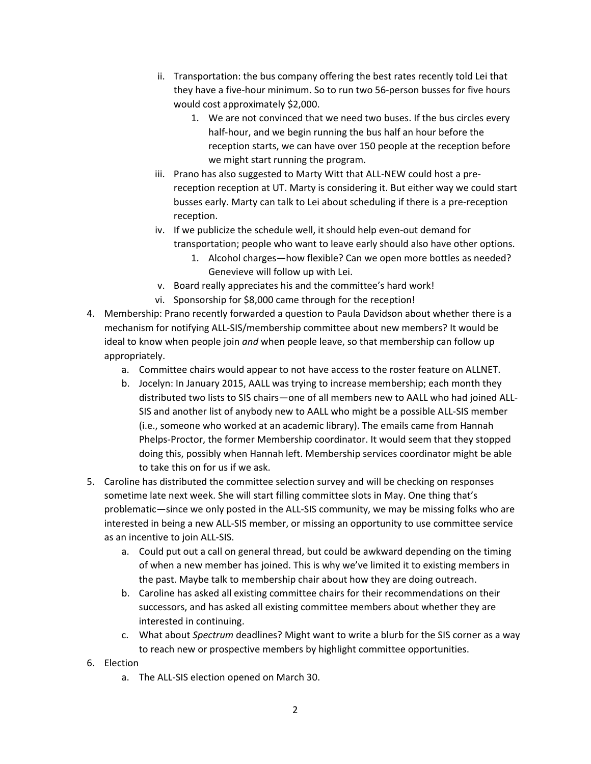ii. Transportation: the bus company offering the best rates recently told Lei that they have a five-hour minimum. So to run two 56-person busses for five hours would cost approximately $2,000.
      1. We are not convinced that we need two buses. If the bus circles every half-hour, and we begin running the bus half an hour before the reception starts, we can have over 150 people at the reception before we might start running the program.
   iii. Prano has also suggested to Marty Witt that ALL-NEW could host a pre-reception reception at UT. Marty is considering it. But either way we could start busses early. Marty can talk to Lei about scheduling if there is a pre-reception reception.
   iv. If we publicize the schedule well, it should help even-out demand for transportation; people who want to leave early should also have other options.
      1. Alcohol charges—how flexible? Can we open more bottles as needed? Genevieve will follow up with Lei.
   v. Board really appreciates his and the committee's hard work!
   vi. Sponsorship for $8,000 came through for the reception!

4. Membership: Prano recently forwarded a question to Paula Davidson about whether there is a mechanism for notifying ALL-SIS/membership committee about new members? It would be ideal to know when people join *and* when people leave, so that membership can follow up appropriately.
   a. Committee chairs would appear to not have access to the roster feature on ALLNET.
   b. Jocelyn: In January 2015, AALL was trying to increase membership; each month they distributed two lists to SIS chairs—one of all members new to AALL who had joined ALL-SIS and another list of anybody new to AALL who might be a possible ALL-SIS member (i.e., someone who worked at an academic library). The emails came from Hannah Phelps-Proctor, the former Membership coordinator. It would seem that they stopped doing this, possibly when Hannah left. Membership services coordinator might be able to take this on for us if we ask.
5. Caroline has distributed the committee selection survey and will be checking on responses sometime late next week. She will start filling committee slots in May. One thing that's problematic—since we only posted in the ALL-SIS community, we may be missing folks who are interested in being a new ALL-SIS member, or missing an opportunity to use committee service as an incentive to join ALL-SIS.
   a. Could put out a call on general thread, but could be awkward depending on the timing of when a new member has joined. This is why we've limited it to existing members in the past. Maybe talk to membership chair about how they are doing outreach.
   b. Caroline has asked all existing committee chairs for their recommendations on their successors, and has asked all existing committee members about whether they are interested in continuing.
   c. What about *Spectrum* deadlines? Might want to write a blurb for the SIS corner as a way to reach new or prospective members by highlight committee opportunities.
6. Election
   a. The ALL-SIS election opened on March 30.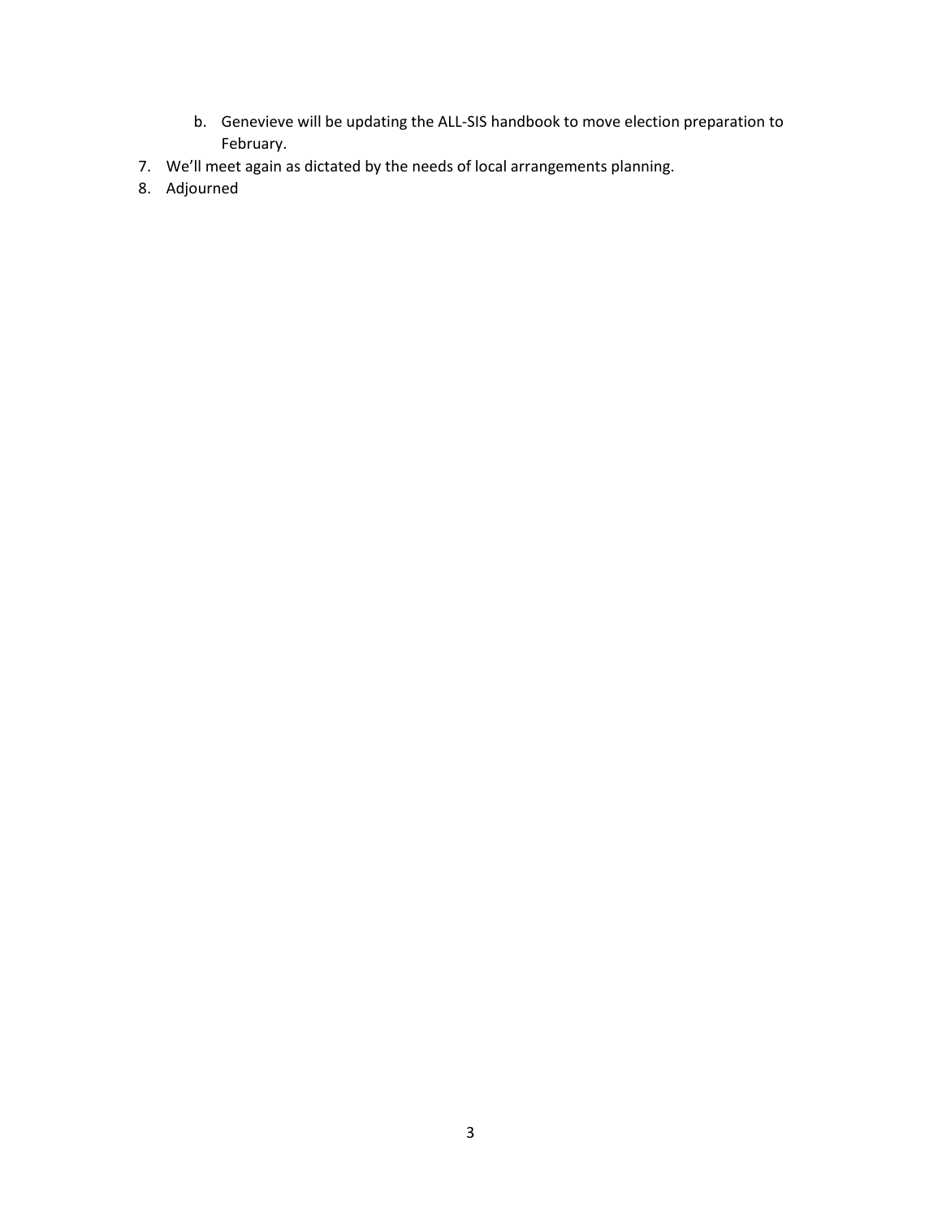b. Genevieve will be updating the ALL-SIS handbook to move election preparation to February.

7. We'll meet again as dictated by the needs of local arrangements planning.
8. Adjourned